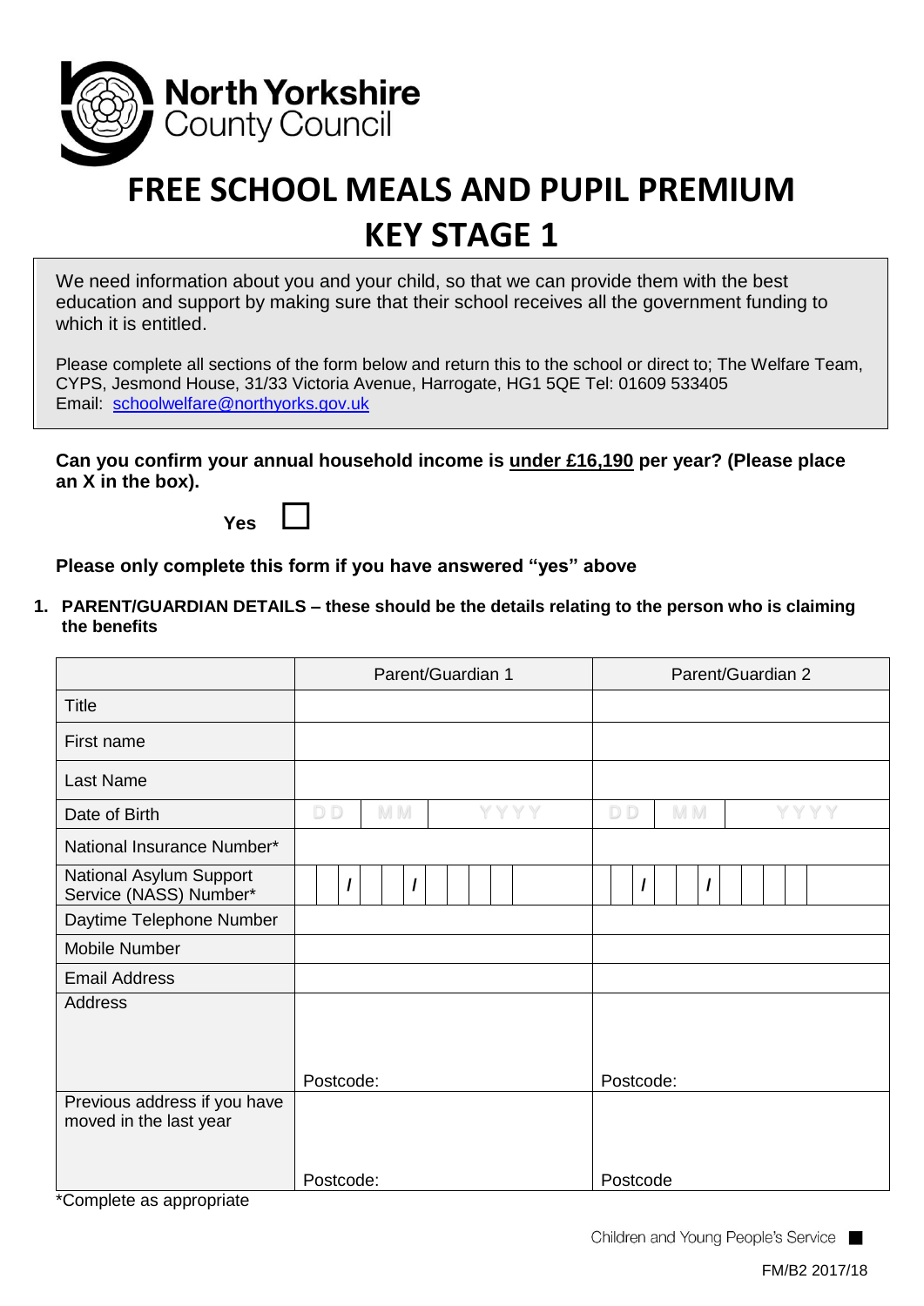North Yorkshire County Council

# FREE SCHOOL MEALS AND PUPIL PREMIUM
# KEY STAGE 1

We need information about you and your child, so that we can provide them with the best education and support by making sure that their school receives all the government funding to which it is entitled.

Please complete all sections of the form below and return this to the school or direct to; The Welfare Team, CYPS, Jesmond House, 31/33 Victoria Avenue, Harrogate, HG1 5QE Tel: 01609 533405
Email: schoolwelfare@northyorks.gov.uk

**Can you confirm your annual household income is under £16,190 per year? (Please place an X in the box).**

**Yes** ☐

**Please only complete this form if you have answered "yes" above**

**1. PARENT/GUARDIAN DETAILS – these should be the details relating to the person who is claiming the benefits**

| | Parent/Guardian 1 | Parent/Guardian 2 |
|---|---|---|
| Title | | |
| First name | | |
| Last Name | | |
| Date of Birth | DD MM YYYY | DD MM YYYY |
| National Insurance Number* | | |
| National Asylum Support Service (NASS) Number* | / / | / / |
| Daytime Telephone Number | | |
| Mobile Number | | |
| Email Address | | |
| Address | Postcode: | Postcode: |
| Previous address if you have moved in the last year | Postcode: | Postcode |

*Complete as appropriate

Children and Young People's Service

FM/B2 2017/18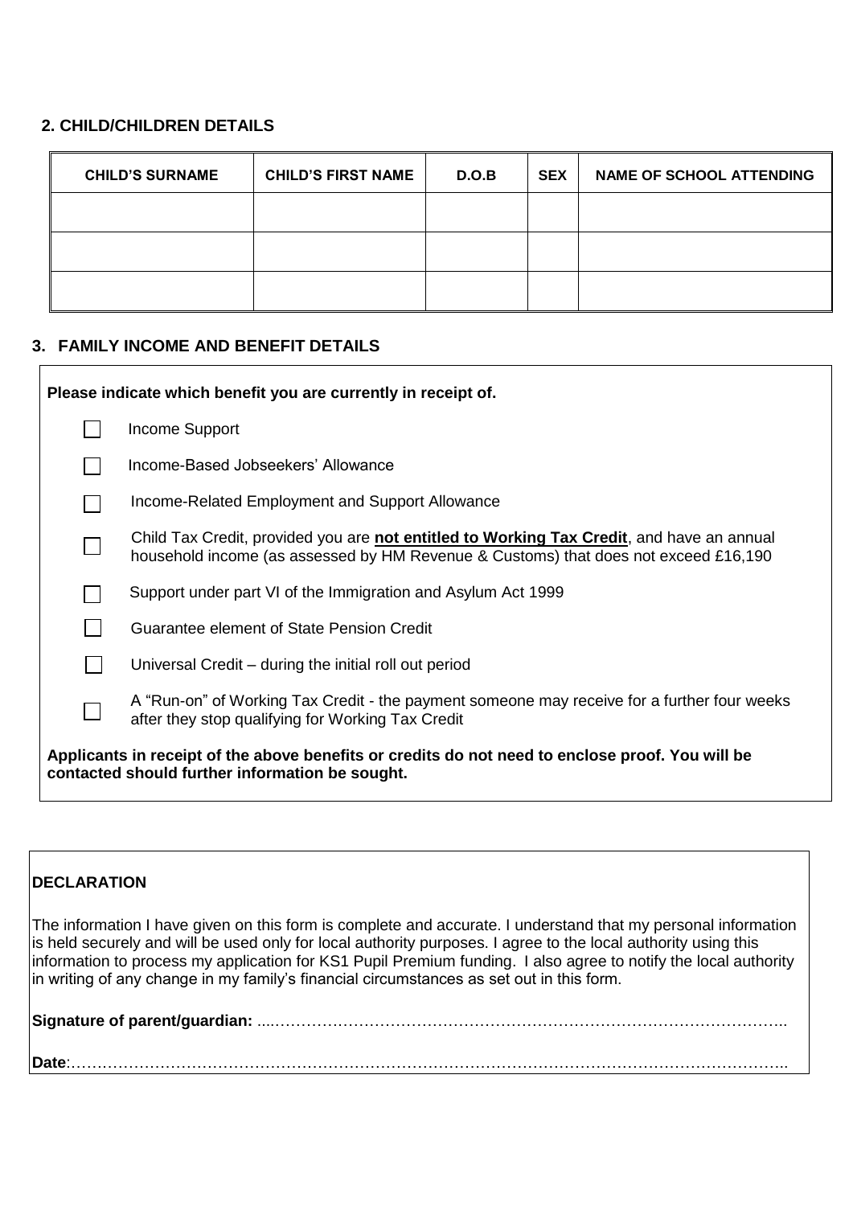## 2. CHILD/CHILDREN DETAILS

| CHILD'S SURNAME | CHILD'S FIRST NAME | D.O.B | SEX | NAME OF SCHOOL ATTENDING |
|---|---|---|---|---|
| | | | | |
| | | | | |
| | | | | |

## 3. FAMILY INCOME AND BENEFIT DETAILS

**Please indicate which benefit you are currently in receipt of.**

- ☐ Income Support
- ☐ Income-Based Jobseekers' Allowance
- ☐ Income-Related Employment and Support Allowance
- ☐ Child Tax Credit, provided you are **not entitled to Working Tax Credit**, and have an annual household income (as assessed by HM Revenue & Customs) that does not exceed £16,190
- ☐ Support under part VI of the Immigration and Asylum Act 1999
- ☐ Guarantee element of State Pension Credit
- ☐ Universal Credit – during the initial roll out period
- ☐ A "Run-on" of Working Tax Credit - the payment someone may receive for a further four weeks after they stop qualifying for Working Tax Credit

**Applicants in receipt of the above benefits or credits do not need to enclose proof. You will be contacted should further information be sought.**

**DECLARATION**

The information I have given on this form is complete and accurate. I understand that my personal information is held securely and will be used only for local authority purposes. I agree to the local authority using this information to process my application for KS1 Pupil Premium funding. I also agree to notify the local authority in writing of any change in my family's financial circumstances as set out in this form.

**Signature of parent/guardian:** ……………………………………………………………………………………………

**Date**:……………………………………………………………………………………………………………………